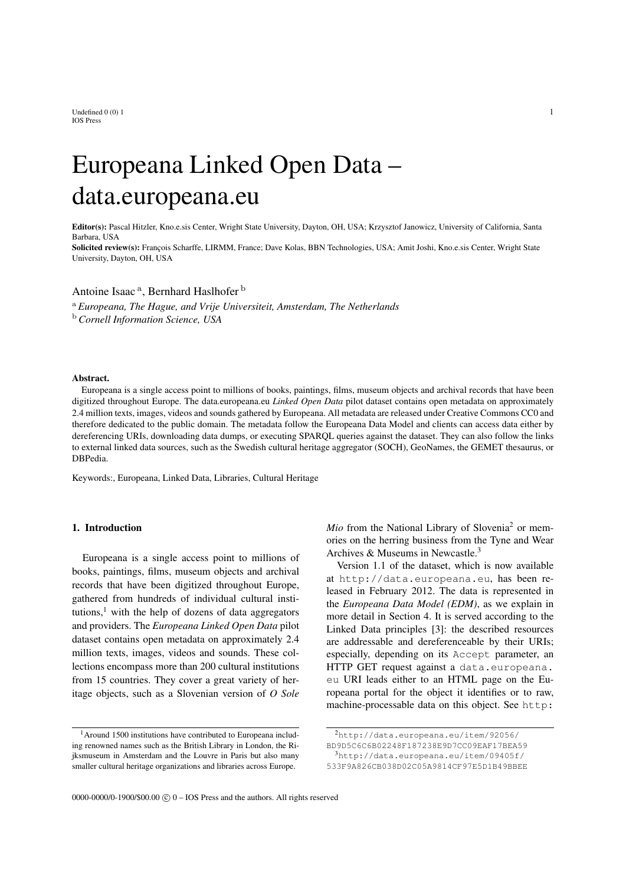# Europeana Linked Open Data – data.europeana.eu

**Editor(s):** Pascal Hitzler, Kno.e.sis Center, Wright State University, Dayton, OH, USA; Krzysztof Janowicz, University of California, Santa Barbara, USA

**Solicited review(s):** François Scharffe, LIRMM, France; Dave Kolas, BBN Technologies, USA; Amit Joshi, Kno.e.sis Center, Wright State University, Dayton, OH, USA

Antoine Isaac [a], Bernhard Haslhofer [b]

[a] *Europeana, The Hague, and Vrije Universiteit, Amsterdam, The Netherlands*

[b] *Cornell Information Science, USA*

**Abstract.**

Europeana is a single access point to millions of books, paintings, films, museum objects and archival records that have been digitized throughout Europe. The data.europeana.eu *Linked Open Data* pilot dataset contains open metadata on approximately 2.4 million texts, images, videos and sounds gathered by Europeana. All metadata are released under Creative Commons CC0 and therefore dedicated to the public domain. The metadata follow the Europeana Data Model and clients can access data either by dereferencing URIs, downloading data dumps, or executing SPARQL queries against the dataset. They can also follow the links to external linked data sources, such as the Swedish cultural heritage aggregator (SOCH), GeoNames, the GEMET thesaurus, or DBPedia.

Keywords:, Europeana, Linked Data, Libraries, Cultural Heritage

## 1. Introduction

Europeana is a single access point to millions of books, paintings, films, museum objects and archival records that have been digitized throughout Europe, gathered from hundreds of individual cultural institutions,[1] with the help of dozens of data aggregators and providers. The *Europeana Linked Open Data* pilot dataset contains open metadata on approximately 2.4 million texts, images, videos and sounds. These collections encompass more than 200 cultural institutions from 15 countries. They cover a great variety of heritage objects, such as a Slovenian version of *O Sole Mio* from the National Library of Slovenia[2] or memories on the herring business from the Tyne and Wear Archives & Museums in Newcastle.[3]

Version 1.1 of the dataset, which is now available at `http://data.europeana.eu`, has been released in February 2012. The data is represented in the *Europeana Data Model (EDM)*, as we explain in more detail in Section 4. It is served according to the Linked Data principles [3]: the described resources are addressable and dereferenceable by their URIs; especially, depending on its `Accept` parameter, an HTTP GET request against a `data.europeana.eu` URI leads either to an HTML page on the Europeana portal for the object it identifies or to raw, machine-processable data on this object. See `http:`

[1] Around 1500 institutions have contributed to Europeana including renowned names such as the British Library in London, the Rijksmuseum in Amsterdam and the Louvre in Paris but also many smaller cultural heritage organizations and libraries across Europe.

[2] `http://data.europeana.eu/item/92056/BD9D5C6C6B02248F187238E9D7CC09EAF17BEA59`

[3] `http://data.europeana.eu/item/09405f/533F9A826CB038D02C05A9814CF97E5D1B49BBEE`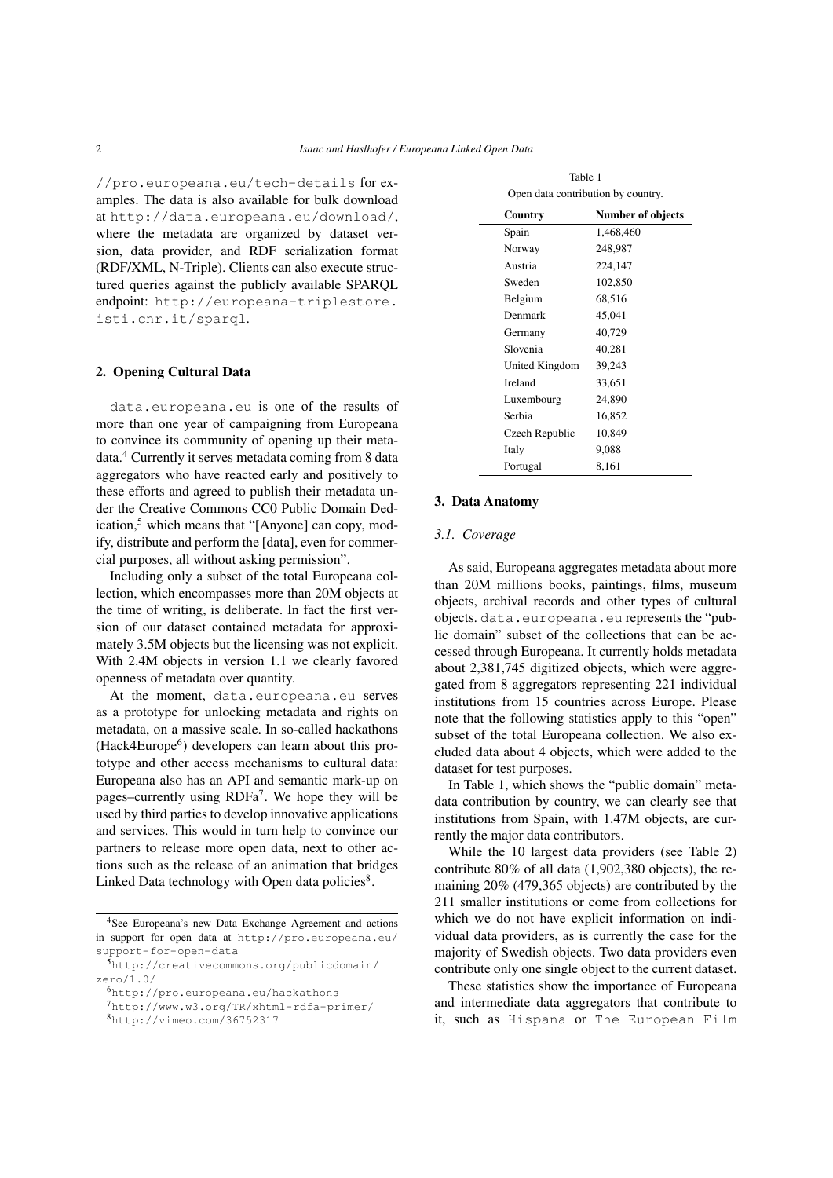//pro.europeana.eu/tech-details for examples. The data is also available for bulk download at http://data.europeana.eu/download/, where the metadata are organized by dataset version, data provider, and RDF serialization format (RDF/XML, N-Triple). Clients can also execute structured queries against the publicly available SPARQL endpoint: http://europeana-triplestore.isti.cnr.it/sparql.

## 2. Opening Cultural Data

data.europeana.eu is one of the results of more than one year of campaigning from Europeana to convince its community of opening up their metadata.[4] Currently it serves metadata coming from 8 data aggregators who have reacted early and positively to these efforts and agreed to publish their metadata under the Creative Commons CC0 Public Domain Dedication,[5] which means that "[Anyone] can copy, modify, distribute and perform the [data], even for commercial purposes, all without asking permission".

Including only a subset of the total Europeana collection, which encompasses more than 20M objects at the time of writing, is deliberate. In fact the first version of our dataset contained metadata for approximately 3.5M objects but the licensing was not explicit. With 2.4M objects in version 1.1 we clearly favored openness of metadata over quantity.

At the moment, data.europeana.eu serves as a prototype for unlocking metadata and rights on metadata, on a massive scale. In so-called hackathons (Hack4Europe[6]) developers can learn about this prototype and other access mechanisms to cultural data: Europeana also has an API and semantic mark-up on pages–currently using RDFa[7]. We hope they will be used by third parties to develop innovative applications and services. This would in turn help to convince our partners to release more open data, next to other actions such as the release of an animation that bridges Linked Data technology with Open data policies[8].

[4] See Europeana's new Data Exchange Agreement and actions in support for open data at http://pro.europeana.eu/support-for-open-data

[5] http://creativecommons.org/publicdomain/zero/1.0/

[6] http://pro.europeana.eu/hackathons

[7] http://www.w3.org/TR/xhtml-rdfa-primer/

[8] http://vimeo.com/36752317

Table 1
Open data contribution by country.

| Country | Number of objects |
|---|---|
| Spain | 1,468,460 |
| Norway | 248,987 |
| Austria | 224,147 |
| Sweden | 102,850 |
| Belgium | 68,516 |
| Denmark | 45,041 |
| Germany | 40,729 |
| Slovenia | 40,281 |
| United Kingdom | 39,243 |
| Ireland | 33,651 |
| Luxembourg | 24,890 |
| Serbia | 16,852 |
| Czech Republic | 10,849 |
| Italy | 9,088 |
| Portugal | 8,161 |

## 3. Data Anatomy

### *3.1. Coverage*

As said, Europeana aggregates metadata about more than 20M millions books, paintings, films, museum objects, archival records and other types of cultural objects. data.europeana.eu represents the "public domain" subset of the collections that can be accessed through Europeana. It currently holds metadata about 2,381,745 digitized objects, which were aggregated from 8 aggregators representing 221 individual institutions from 15 countries across Europe. Please note that the following statistics apply to this "open" subset of the total Europeana collection. We also excluded data about 4 objects, which were added to the dataset for test purposes.

In Table 1, which shows the "public domain" metadata contribution by country, we can clearly see that institutions from Spain, with 1.47M objects, are currently the major data contributors.

While the 10 largest data providers (see Table 2) contribute 80% of all data (1,902,380 objects), the remaining 20% (479,365 objects) are contributed by the 211 smaller institutions or come from collections for which we do not have explicit information on individual data providers, as is currently the case for the majority of Swedish objects. Two data providers even contribute only one single object to the current dataset.

These statistics show the importance of Europeana and intermediate data aggregators that contribute to it, such as Hispana or The European Film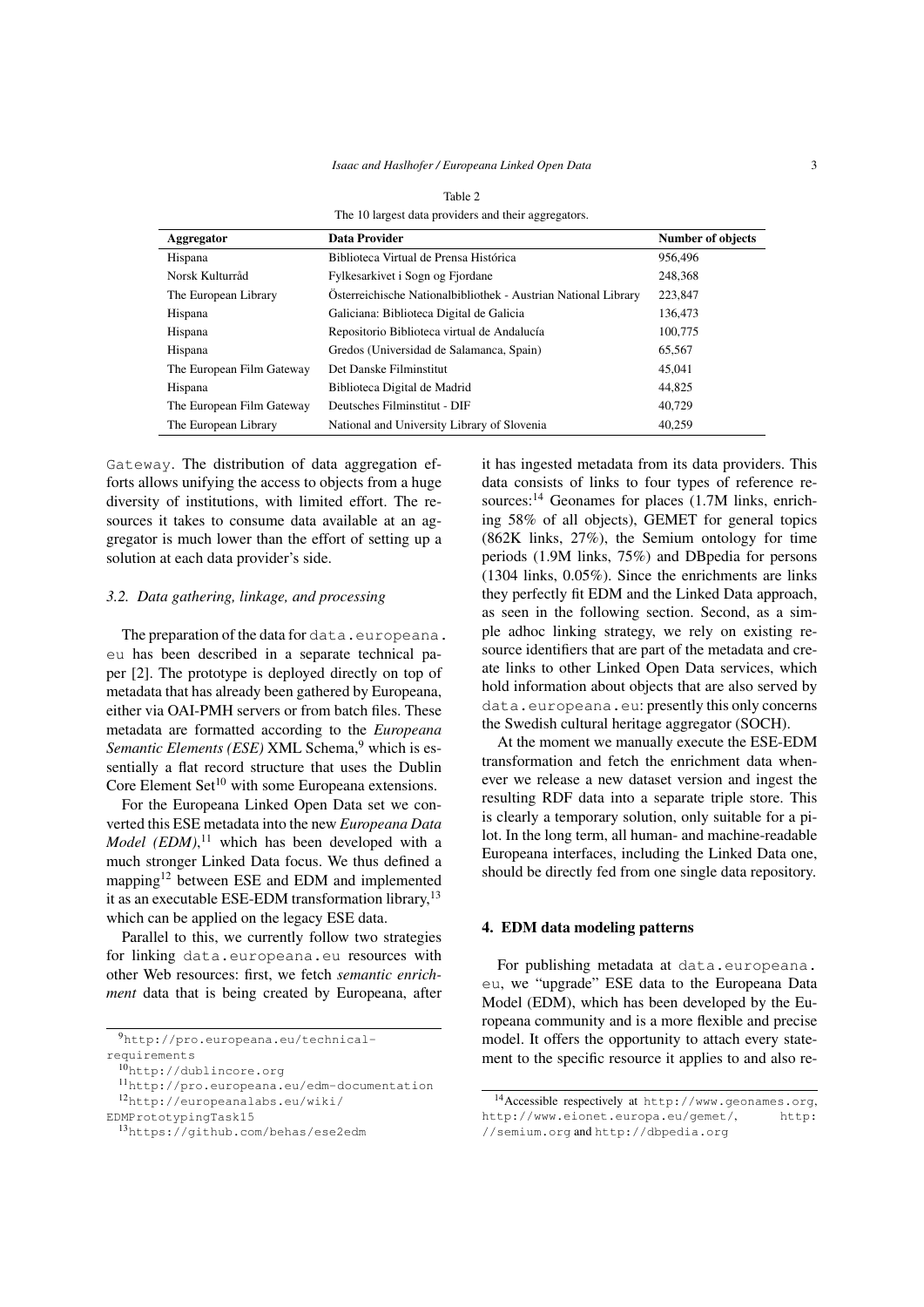Table 2

The 10 largest data providers and their aggregators.

| Aggregator | Data Provider | Number of objects |
| --- | --- | --- |
| Hispana | Biblioteca Virtual de Prensa Histórica | 956,496 |
| Norsk Kulturråd | Fylkesarkivet i Sogn og Fjordane | 248,368 |
| The European Library | Österreichische Nationalbibliothek - Austrian National Library | 223,847 |
| Hispana | Galiciana: Biblioteca Digital de Galicia | 136,473 |
| Hispana | Repositorio Biblioteca virtual de Andalucía | 100,775 |
| Hispana | Gredos (Universidad de Salamanca, Spain) | 65,567 |
| The European Film Gateway | Det Danske Filminstitut | 45,041 |
| Hispana | Biblioteca Digital de Madrid | 44,825 |
| The European Film Gateway | Deutsches Filminstitut - DIF | 40,729 |
| The European Library | National and University Library of Slovenia | 40,259 |

Gateway. The distribution of data aggregation efforts allows unifying the access to objects from a huge diversity of institutions, with limited effort. The resources it takes to consume data available at an aggregator is much lower than the effort of setting up a solution at each data provider's side.

### 3.2. Data gathering, linkage, and processing

The preparation of the data for data.europeana.eu has been described in a separate technical paper [2]. The prototype is deployed directly on top of metadata that has already been gathered by Europeana, either via OAI-PMH servers or from batch files. These metadata are formatted according to the *Europeana Semantic Elements (ESE)* XML Schema,[9] which is essentially a flat record structure that uses the Dublin Core Element Set[10] with some Europeana extensions.

For the Europeana Linked Open Data set we converted this ESE metadata into the new *Europeana Data Model (EDM)*,[11] which has been developed with a much stronger Linked Data focus. We thus defined a mapping[12] between ESE and EDM and implemented it as an executable ESE-EDM transformation library,[13] which can be applied on the legacy ESE data.

Parallel to this, we currently follow two strategies for linking data.europeana.eu resources with other Web resources: first, we fetch *semantic enrichment* data that is being created by Europeana, after it has ingested metadata from its data providers. This data consists of links to four types of reference resources:[14] Geonames for places (1.7M links, enriching 58% of all objects), GEMET for general topics (862K links, 27%), the Semium ontology for time periods (1.9M links, 75%) and DBpedia for persons (1304 links, 0.05%). Since the enrichments are links they perfectly fit EDM and the Linked Data approach, as seen in the following section. Second, as a simple adhoc linking strategy, we rely on existing resource identifiers that are part of the metadata and create links to other Linked Open Data services, which hold information about objects that are also served by data.europeana.eu: presently this only concerns the Swedish cultural heritage aggregator (SOCH).

At the moment we manually execute the ESE-EDM transformation and fetch the enrichment data whenever we release a new dataset version and ingest the resulting RDF data into a separate triple store. This is clearly a temporary solution, only suitable for a pilot. In the long term, all human- and machine-readable Europeana interfaces, including the Linked Data one, should be directly fed from one single data repository.

## 4. EDM data modeling patterns

For publishing metadata at data.europeana.eu, we "upgrade" ESE data to the Europeana Data Model (EDM), which has been developed by the Europeana community and is a more flexible and precise model. It offers the opportunity to attach every statement to the specific resource it applies to and also re-

[9] http://pro.europeana.eu/technical-requirements

[10] http://dublincore.org

[11] http://pro.europeana.eu/edm-documentation

[12] http://europeanalabs.eu/wiki/EDMPrototypingTask15

[13] https://github.com/behas/ese2edm

[14] Accessible respectively at http://www.geonames.org, http://www.eionet.europa.eu/gemet/, http://semium.org and http://dbpedia.org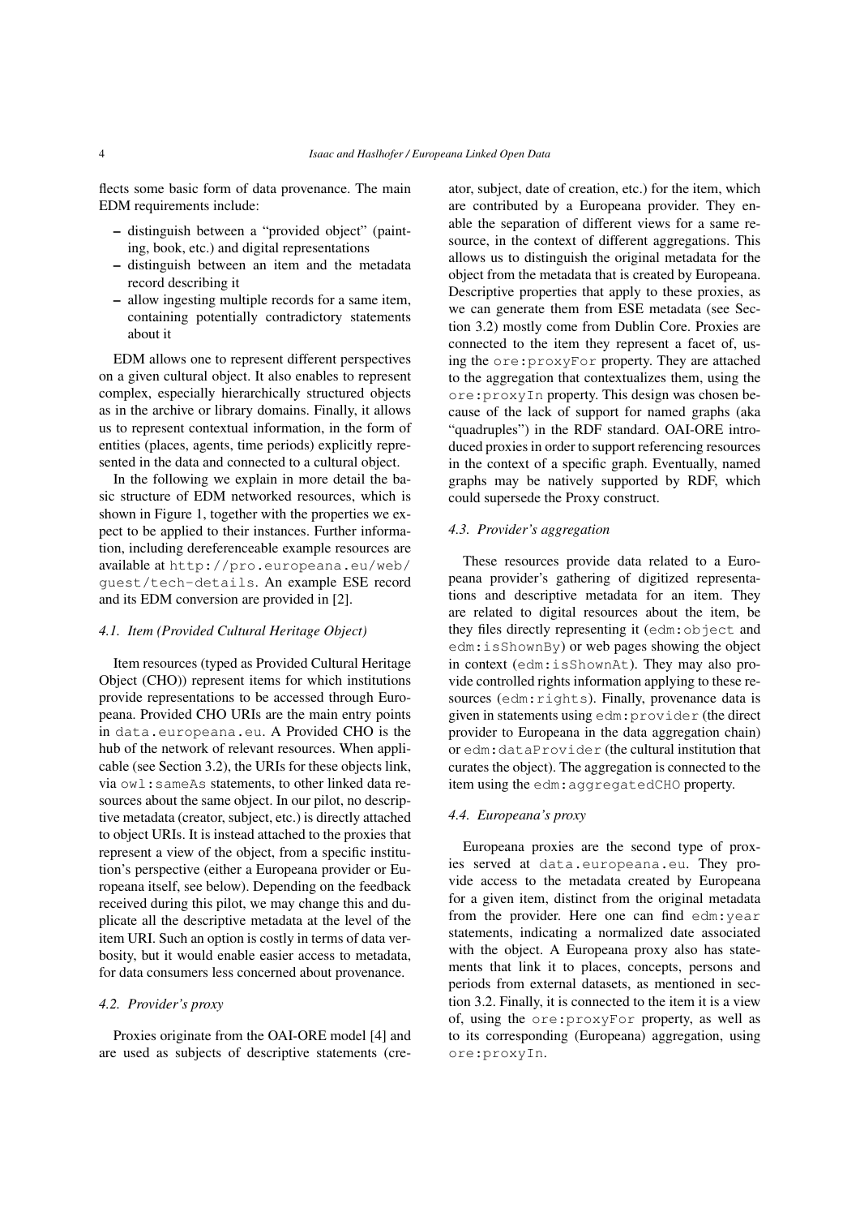flects some basic form of data provenance. The main EDM requirements include:

- distinguish between a "provided object" (painting, book, etc.) and digital representations
- distinguish between an item and the metadata record describing it
- allow ingesting multiple records for a same item, containing potentially contradictory statements about it

EDM allows one to represent different perspectives on a given cultural object. It also enables to represent complex, especially hierarchically structured objects as in the archive or library domains. Finally, it allows us to represent contextual information, in the form of entities (places, agents, time periods) explicitly represented in the data and connected to a cultural object.

In the following we explain in more detail the basic structure of EDM networked resources, which is shown in Figure 1, together with the properties we expect to be applied to their instances. Further information, including dereferenceable example resources are available at `http://pro.europeana.eu/web/guest/tech-details`. An example ESE record and its EDM conversion are provided in [2].

### *4.1. Item (Provided Cultural Heritage Object)*

Item resources (typed as Provided Cultural Heritage Object (CHO)) represent items for which institutions provide representations to be accessed through Europeana. Provided CHO URIs are the main entry points in `data.europeana.eu`. A Provided CHO is the hub of the network of relevant resources. When applicable (see Section 3.2), the URIs for these objects link, via `owl:sameAs` statements, to other linked data resources about the same object. In our pilot, no descriptive metadata (creator, subject, etc.) is directly attached to object URIs. It is instead attached to the proxies that represent a view of the object, from a specific institution's perspective (either a Europeana provider or Europeana itself, see below). Depending on the feedback received during this pilot, we may change this and duplicate all the descriptive metadata at the level of the item URI. Such an option is costly in terms of data verbosity, but it would enable easier access to metadata, for data consumers less concerned about provenance.

### *4.2. Provider's proxy*

Proxies originate from the OAI-ORE model [4] and are used as subjects of descriptive statements (creator, subject, date of creation, etc.) for the item, which are contributed by a Europeana provider. They enable the separation of different views for a same resource, in the context of different aggregations. This allows us to distinguish the original metadata for the object from the metadata that is created by Europeana. Descriptive properties that apply to these proxies, as we can generate them from ESE metadata (see Section 3.2) mostly come from Dublin Core. Proxies are connected to the item they represent a facet of, using the `ore:proxyFor` property. They are attached to the aggregation that contextualizes them, using the `ore:proxyIn` property. This design was chosen because of the lack of support for named graphs (aka "quadruples") in the RDF standard. OAI-ORE introduced proxies in order to support referencing resources in the context of a specific graph. Eventually, named graphs may be natively supported by RDF, which could supersede the Proxy construct.

### *4.3. Provider's aggregation*

These resources provide data related to a Europeana provider's gathering of digitized representations and descriptive metadata for an item. They are related to digital resources about the item, be they files directly representing it (`edm:object` and `edm:isShownBy`) or web pages showing the object in context (`edm:isShownAt`). They may also provide controlled rights information applying to these resources (`edm:rights`). Finally, provenance data is given in statements using `edm:provider` (the direct provider to Europeana in the data aggregation chain) or `edm:dataProvider` (the cultural institution that curates the object). The aggregation is connected to the item using the `edm:aggregatedCHO` property.

### *4.4. Europeana's proxy*

Europeana proxies are the second type of proxies served at `data.europeana.eu`. They provide access to the metadata created by Europeana for a given item, distinct from the original metadata from the provider. Here one can find `edm:year` statements, indicating a normalized date associated with the object. A Europeana proxy also has statements that link it to places, concepts, persons and periods from external datasets, as mentioned in section 3.2. Finally, it is connected to the item it is a view of, using the `ore:proxyFor` property, as well as to its corresponding (Europeana) aggregation, using `ore:proxyIn`.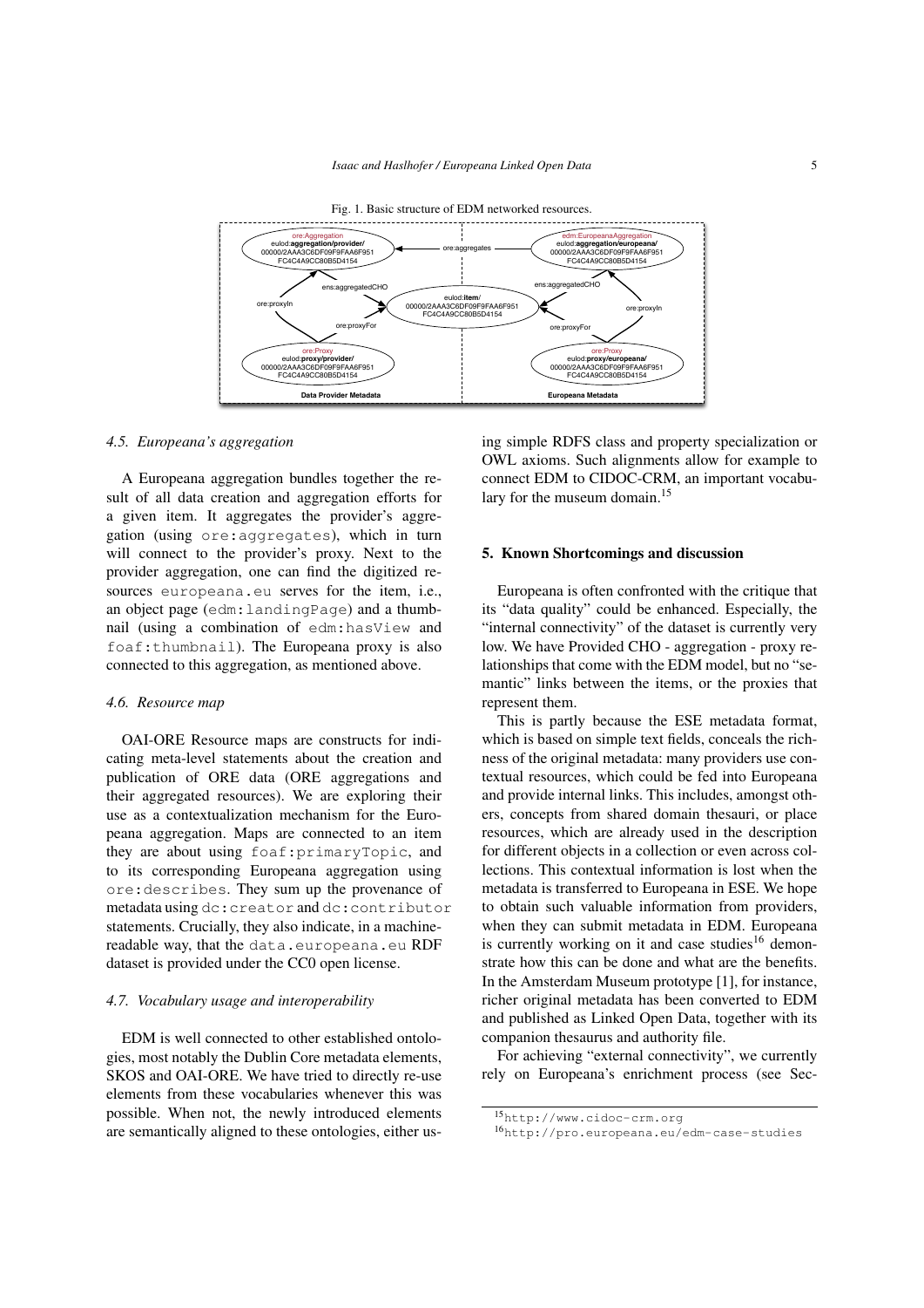Fig. 1. Basic structure of EDM networked resources.

### 4.5. *Europeana's aggregation*

A Europeana aggregation bundles together the result of all data creation and aggregation efforts for a given item. It aggregates the provider's aggregation (using `ore:aggregates`), which in turn will connect to the provider's proxy. Next to the provider aggregation, one can find the digitized resources `europeana.eu` serves for the item, i.e., an object page (`edm:landingPage`) and a thumbnail (using a combination of `edm:hasView` and `foaf:thumbnail`). The Europeana proxy is also connected to this aggregation, as mentioned above.

### 4.6. *Resource map*

OAI-ORE Resource maps are constructs for indicating meta-level statements about the creation and publication of ORE data (ORE aggregations and their aggregated resources). We are exploring their use as a contextualization mechanism for the Europeana aggregation. Maps are connected to an item they are about using `foaf:primaryTopic`, and to its corresponding Europeana aggregation using `ore:describes`. They sum up the provenance of metadata using `dc:creator` and `dc:contributor` statements. Crucially, they also indicate, in a machine-readable way, that the `data.europeana.eu` RDF dataset is provided under the CC0 open license.

### 4.7. *Vocabulary usage and interoperability*

EDM is well connected to other established ontologies, most notably the Dublin Core metadata elements, SKOS and OAI-ORE. We have tried to directly re-use elements from these vocabularies whenever this was possible. When not, the newly introduced elements are semantically aligned to these ontologies, either using simple RDFS class and property specialization or OWL axioms. Such alignments allow for example to connect EDM to CIDOC-CRM, an important vocabulary for the museum domain.[15]

## 5. Known Shortcomings and discussion

Europeana is often confronted with the critique that its "data quality" could be enhanced. Especially, the "internal connectivity" of the dataset is currently very low. We have Provided CHO - aggregation - proxy relationships that come with the EDM model, but no "semantic" links between the items, or the proxies that represent them.

This is partly because the ESE metadata format, which is based on simple text fields, conceals the richness of the original metadata: many providers use contextual resources, which could be fed into Europeana and provide internal links. This includes, amongst others, concepts from shared domain thesauri, or place resources, which are already used in the description for different objects in a collection or even across collections. This contextual information is lost when the metadata is transferred to Europeana in ESE. We hope to obtain such valuable information from providers, when they can submit metadata in EDM. Europeana is currently working on it and case studies[16] demonstrate how this can be done and what are the benefits. In the Amsterdam Museum prototype [1], for instance, richer original metadata has been converted to EDM and published as Linked Open Data, together with its companion thesaurus and authority file.

For achieving "external connectivity", we currently rely on Europeana's enrichment process (see Sec-

[15] `http://www.cidoc-crm.org`

[16] `http://pro.europeana.eu/edm-case-studies`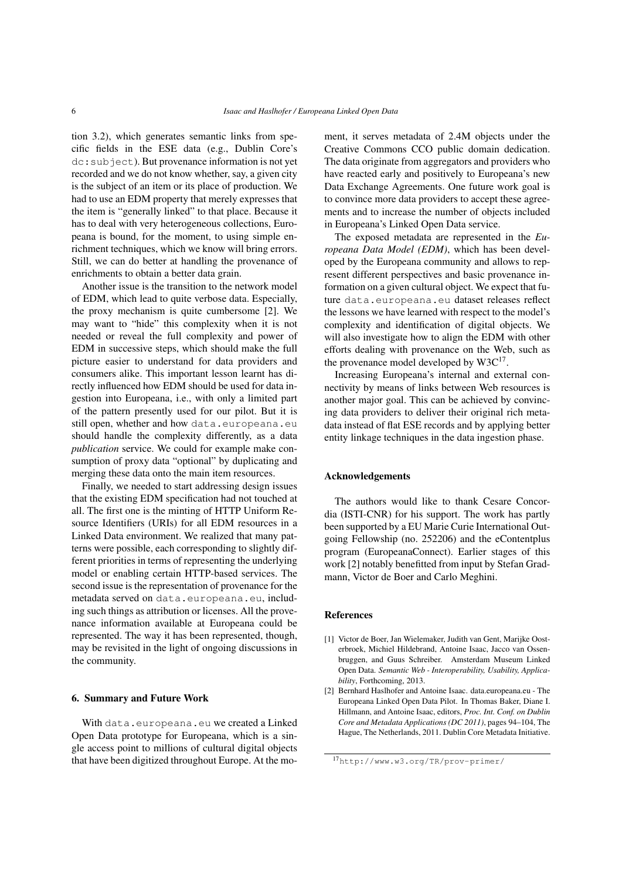tion 3.2), which generates semantic links from specific fields in the ESE data (e.g., Dublin Core's `dc:subject`). But provenance information is not yet recorded and we do not know whether, say, a given city is the subject of an item or its place of production. We had to use an EDM property that merely expresses that the item is "generally linked" to that place. Because it has to deal with very heterogeneous collections, Europeana is bound, for the moment, to using simple enrichment techniques, which we know will bring errors. Still, we can do better at handling the provenance of enrichments to obtain a better data grain.

Another issue is the transition to the network model of EDM, which lead to quite verbose data. Especially, the proxy mechanism is quite cumbersome [2]. We may want to "hide" this complexity when it is not needed or reveal the full complexity and power of EDM in successive steps, which should make the full picture easier to understand for data providers and consumers alike. This important lesson learnt has directly influenced how EDM should be used for data ingestion into Europeana, i.e., with only a limited part of the pattern presently used for our pilot. But it is still open, whether and how `data.europeana.eu` should handle the complexity differently, as a data *publication* service. We could for example make consumption of proxy data "optional" by duplicating and merging these data onto the main item resources.

Finally, we needed to start addressing design issues that the existing EDM specification had not touched at all. The first one is the minting of HTTP Uniform Resource Identifiers (URIs) for all EDM resources in a Linked Data environment. We realized that many patterns were possible, each corresponding to slightly different priorities in terms of representing the underlying model or enabling certain HTTP-based services. The second issue is the representation of provenance for the metadata served on `data.europeana.eu`, including such things as attribution or licenses. All the provenance information available at Europeana could be represented. The way it has been represented, though, may be revisited in the light of ongoing discussions in the community.

## 6. Summary and Future Work

With `data.europeana.eu` we created a Linked Open Data prototype for Europeana, which is a single access point to millions of cultural digital objects that have been digitized throughout Europe. At the moment, it serves metadata of 2.4M objects under the Creative Commons CCO public domain dedication. The data originate from aggregators and providers who have reacted early and positively to Europeana's new Data Exchange Agreements. One future work goal is to convince more data providers to accept these agreements and to increase the number of objects included in Europeana's Linked Open Data service.

The exposed metadata are represented in the *Europeana Data Model (EDM)*, which has been developed by the Europeana community and allows to represent different perspectives and basic provenance information on a given cultural object. We expect that future `data.europeana.eu` dataset releases reflect the lessons we have learned with respect to the model's complexity and identification of digital objects. We will also investigate how to align the EDM with other efforts dealing with provenance on the Web, such as the provenance model developed by W3C[17].

Increasing Europeana's internal and external connectivity by means of links between Web resources is another major goal. This can be achieved by convincing data providers to deliver their original rich metadata instead of flat ESE records and by applying better entity linkage techniques in the data ingestion phase.

### Acknowledgements

The authors would like to thank Cesare Concordia (ISTI-CNR) for his support. The work has partly been supported by a EU Marie Curie International Outgoing Fellowship (no. 252206) and the eContentplus program (EuropeanaConnect). Earlier stages of this work [2] notably benefitted from input by Stefan Gradmann, Victor de Boer and Carlo Meghini.

### References

[1] Victor de Boer, Jan Wielemaker, Judith van Gent, Marijke Oosterbroek, Michiel Hildebrand, Antoine Isaac, Jacco van Ossenbruggen, and Guus Schreiber. Amsterdam Museum Linked Open Data. *Semantic Web - Interoperability, Usability, Applicability*, Forthcoming, 2013.

[2] Bernhard Haslhofer and Antoine Isaac. data.europeana.eu - The Europeana Linked Open Data Pilot. In Thomas Baker, Diane I. Hillmann, and Antoine Isaac, editors, *Proc. Int. Conf. on Dublin Core and Metadata Applications (DC 2011)*, pages 94–104, The Hague, The Netherlands, 2011. Dublin Core Metadata Initiative.

[17] `http://www.w3.org/TR/prov-primer/`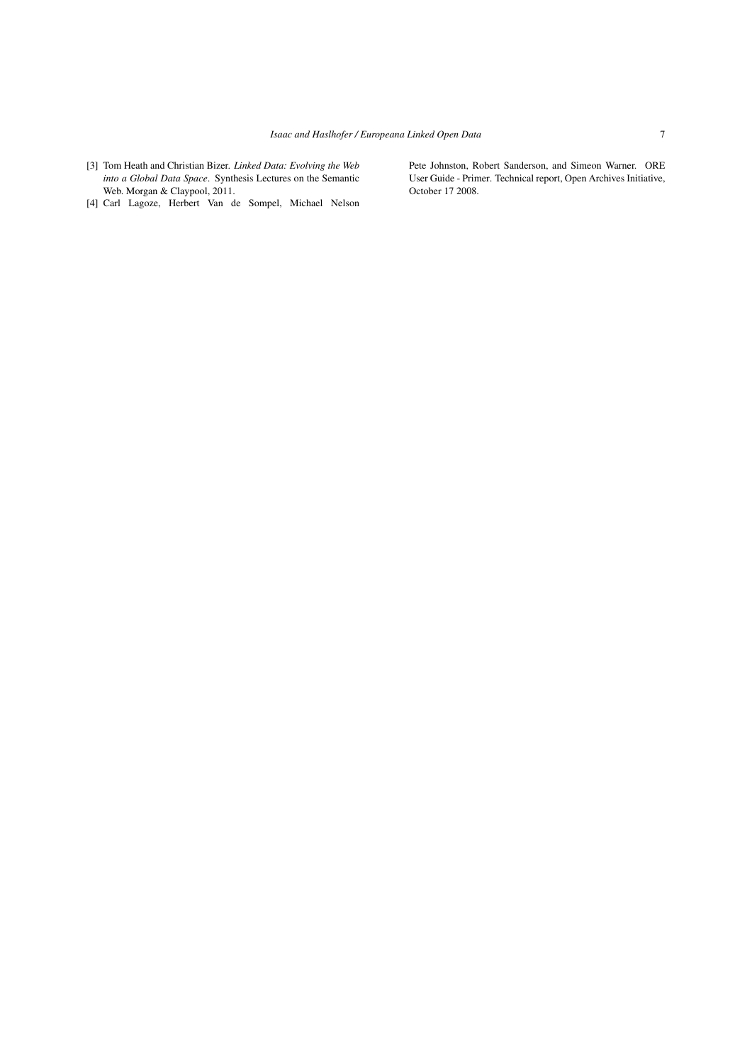[3] Tom Heath and Christian Bizer. *Linked Data: Evolving the Web into a Global Data Space*. Synthesis Lectures on the Semantic Web. Morgan & Claypool, 2011.

[4] Carl Lagoze, Herbert Van de Sompel, Michael Nelson Pete Johnston, Robert Sanderson, and Simeon Warner. ORE User Guide - Primer. Technical report, Open Archives Initiative, October 17 2008.